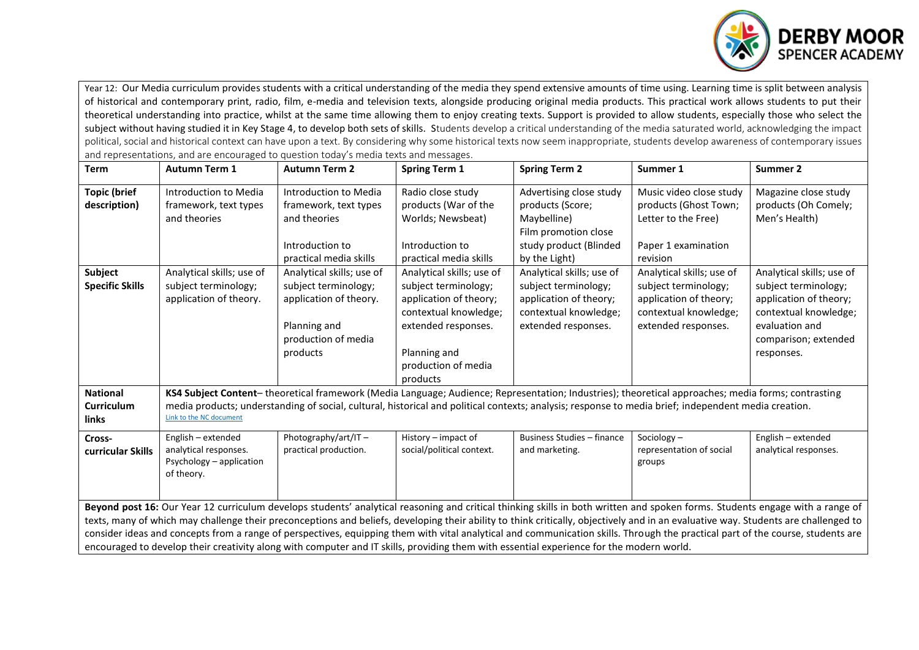Year 12: Our Media curriculum provides students with a critical understanding of the media they spend extensive amounts of time using. Learning time is split between analysis of historical and contemporary print, radio, film, e-media and television texts, alongside producing original media products. This practical work allows students to put their theoretical understanding into practice, whilst at the same time allowing them to enjoy creating texts. Support is provided to allow students, especially those who select the subject without having studied it in Key Stage 4, to develop both sets of skills. Students develop a critical understanding of the media saturated world, acknowledging the impact political, social and historical context can have upon a text. By considering why some historical texts now seem inappropriate, students develop awareness of contemporary issues and representations, and are encouraged to question today's media texts and messages.

| Term | Autumn Term 1 | Autumn Term 2 | Spring Term 1 | Spring Term 2 | Summer 1 | Summer 2 |
|---|---|---|---|---|---|---|
| **Topic (brief description)** | Introduction to Media framework, text types and theories | Introduction to Media framework, text types and theories<br><br>Introduction to practical media skills | Radio close study products (War of the Worlds; Newsbeat)<br><br>Introduction to practical media skills | Advertising close study products (Score; Maybelline)<br>Film promotion close study product (Blinded by the Light) | Music video close study products (Ghost Town; Letter to the Free)<br><br>Paper 1 examination revision | Magazine close study products (Oh Comely; Men's Health) |
| **Subject Specific Skills** | Analytical skills; use of subject terminology; application of theory. | Analytical skills; use of subject terminology; application of theory.<br><br>Planning and production of media products | Analytical skills; use of subject terminology; application of theory; contextual knowledge; extended responses.<br><br>Planning and production of media products | Analytical skills; use of subject terminology; application of theory; contextual knowledge; extended responses. | Analytical skills; use of subject terminology; application of theory; contextual knowledge; extended responses. | Analytical skills; use of subject terminology; application of theory; contextual knowledge; evaluation and comparison; extended responses. |
| **National Curriculum links** | **KS4 Subject Content**– theoretical framework (Media Language; Audience; Representation; Industries); theoretical approaches; media forms; contrasting media products; understanding of social, cultural, historical and political contexts; analysis; response to media brief; independent media creation.<br>Link to the NC document | | | | | |
| **Cross-curricular Skills** | English – extended analytical responses.<br>Psychology – application of theory. | Photography/art/IT – practical production. | History – impact of social/political context. | Business Studies – finance and marketing. | Sociology – representation of social groups | English – extended analytical responses. |

**Beyond post 16:** Our Year 12 curriculum develops students' analytical reasoning and critical thinking skills in both written and spoken forms. Students engage with a range of texts, many of which may challenge their preconceptions and beliefs, developing their ability to think critically, objectively and in an evaluative way. Students are challenged to consider ideas and concepts from a range of perspectives, equipping them with vital analytical and communication skills. Through the practical part of the course, students are encouraged to develop their creativity along with computer and IT skills, providing them with essential experience for the modern world.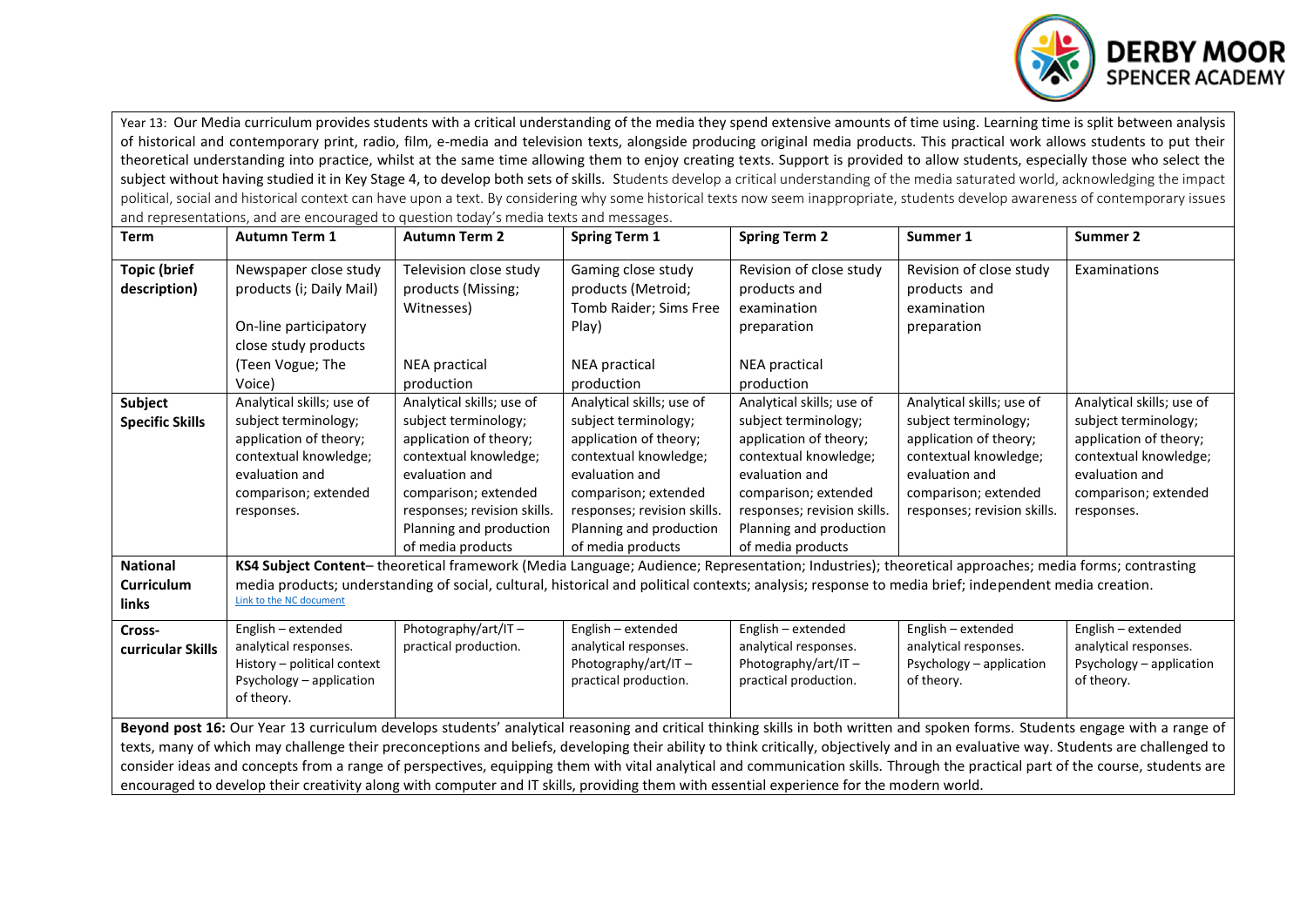Year 13: Our Media curriculum provides students with a critical understanding of the media they spend extensive amounts of time using. Learning time is split between analysis of historical and contemporary print, radio, film, e-media and television texts, alongside producing original media products. This practical work allows students to put their theoretical understanding into practice, whilst at the same time allowing them to enjoy creating texts. Support is provided to allow students, especially those who select the subject without having studied it in Key Stage 4, to develop both sets of skills. Students develop a critical understanding of the media saturated world, acknowledging the impact political, social and historical context can have upon a text. By considering why some historical texts now seem inappropriate, students develop awareness of contemporary issues and representations, and are encouraged to question today's media texts and messages.

| Term | Autumn Term 1 | Autumn Term 2 | Spring Term 1 | Spring Term 2 | Summer 1 | Summer 2 |
|---|---|---|---|---|---|---|
| **Topic (brief description)** | Newspaper close study products (i; Daily Mail)<br><br>On-line participatory close study products (Teen Vogue; The Voice) | Television close study products (Missing; Witnesses)<br><br>NEA practical production | Gaming close study products (Metroid; Tomb Raider; Sims Free Play)<br><br>NEA practical production | Revision of close study products and examination preparation<br><br>NEA practical production | Revision of close study products and examination preparation | Examinations |
| **Subject Specific Skills** | Analytical skills; use of subject terminology; application of theory; contextual knowledge; evaluation and comparison; extended responses. | Analytical skills; use of subject terminology; application of theory; contextual knowledge; evaluation and comparison; extended responses; revision skills. Planning and production of media products | Analytical skills; use of subject terminology; application of theory; contextual knowledge; evaluation and comparison; extended responses; revision skills. Planning and production of media products | Analytical skills; use of subject terminology; application of theory; contextual knowledge; evaluation and comparison; extended responses; revision skills. Planning and production of media products | Analytical skills; use of subject terminology; application of theory; contextual knowledge; evaluation and comparison; extended responses; revision skills. | Analytical skills; use of subject terminology; application of theory; contextual knowledge; evaluation and comparison; extended responses. |
| **National Curriculum links** | **KS4 Subject Content**– theoretical framework (Media Language; Audience; Representation; Industries); theoretical approaches; media forms; contrasting media products; understanding of social, cultural, historical and political contexts; analysis; response to media brief; independent media creation.<br>Link to the NC document | | | | | |
| **Cross-curricular Skills** | English – extended analytical responses.<br>History – political context<br>Psychology – application of theory. | Photography/art/IT – practical production. | English – extended analytical responses.<br>Photography/art/IT – practical production. | English – extended analytical responses.<br>Photography/art/IT – practical production. | English – extended analytical responses.<br>Psychology – application of theory. | English – extended analytical responses.<br>Psychology – application of theory. |

**Beyond post 16:** Our Year 13 curriculum develops students' analytical reasoning and critical thinking skills in both written and spoken forms. Students engage with a range of texts, many of which may challenge their preconceptions and beliefs, developing their ability to think critically, objectively and in an evaluative way. Students are challenged to consider ideas and concepts from a range of perspectives, equipping them with vital analytical and communication skills. Through the practical part of the course, students are encouraged to develop their creativity along with computer and IT skills, providing them with essential experience for the modern world.